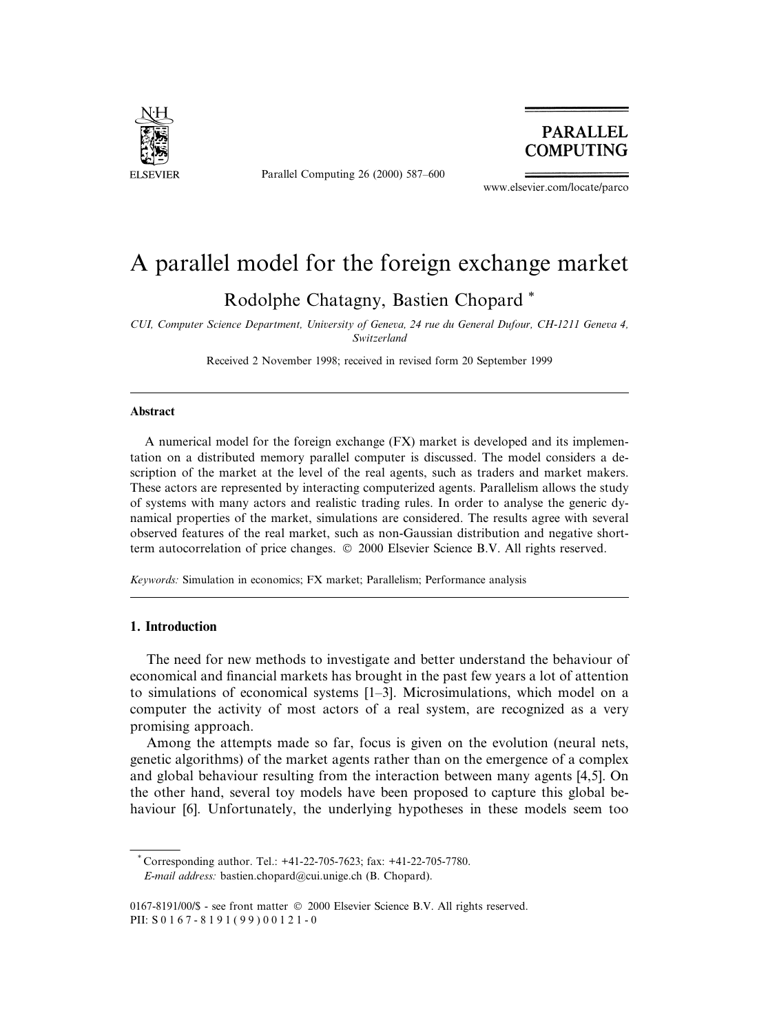# A parallel model for the foreign exchange market

Rodolphe Chatagny, Bastien Chopard *

*CUI, Computer Science Department, University of Geneva, 24 rue du General Dufour, CH-1211 Geneva 4, Switzerland*

Received 2 November 1998; received in revised form 20 September 1999

---

### Abstract

A numerical model for the foreign exchange (FX) market is developed and its implementation on a distributed memory parallel computer is discussed. The model considers a description of the market at the level of the real agents, such as traders and market makers. These actors are represented by interacting computerized agents. Parallelism allows the study of systems with many actors and realistic trading rules. In order to analyse the generic dynamical properties of the market, simulations are considered. The results agree with several observed features of the real market, such as non-Gaussian distribution and negative short-term autocorrelation of price changes. © 2000 Elsevier Science B.V. All rights reserved.

*Keywords:* Simulation in economics; FX market; Parallelism; Performance analysis

---

## 1. Introduction

The need for new methods to investigate and better understand the behaviour of economical and financial markets has brought in the past few years a lot of attention to simulations of economical systems [1–3]. Microsimulations, which model on a computer the activity of most actors of a real system, are recognized as a very promising approach.

Among the attempts made so far, focus is given on the evolution (neural nets, genetic algorithms) of the market agents rather than on the emergence of a complex and global behaviour resulting from the interaction between many agents [4,5]. On the other hand, several toy models have been proposed to capture this global behaviour [6]. Unfortunately, the underlying hypotheses in these models seem too

---

* Corresponding author. Tel.: +41-22-705-7623; fax: +41-22-705-7780.
*E-mail address:* bastien.chopard@cui.unige.ch (B. Chopard).

0167-8191/00/$ - see front matter © 2000 Elsevier Science B.V. All rights reserved.
PII: S 0 1 6 7 - 8 1 9 1 ( 9 9 ) 0 0 1 2 1 - 0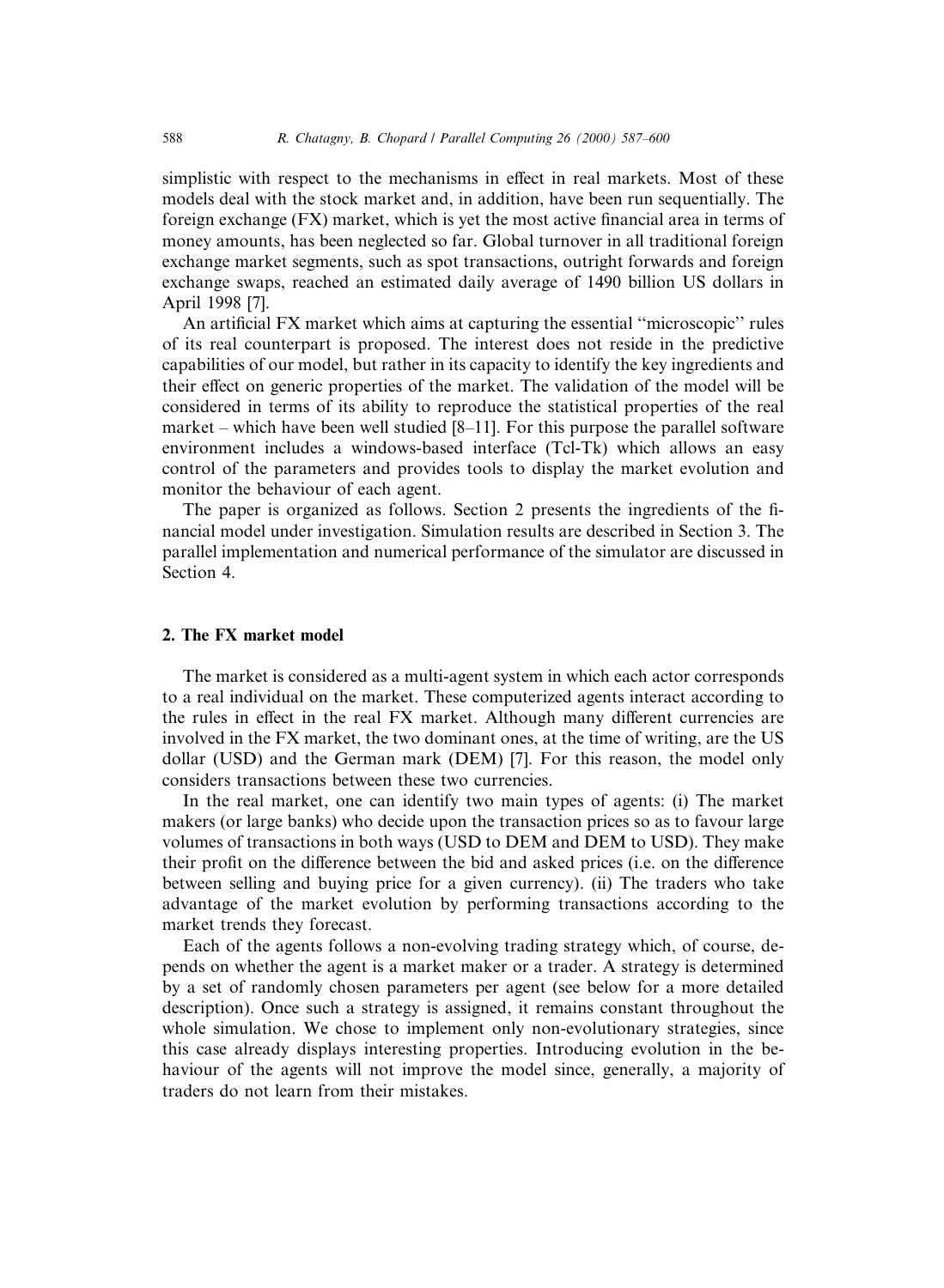simplistic with respect to the mechanisms in effect in real markets. Most of these models deal with the stock market and, in addition, have been run sequentially. The foreign exchange (FX) market, which is yet the most active financial area in terms of money amounts, has been neglected so far. Global turnover in all traditional foreign exchange market segments, such as spot transactions, outright forwards and foreign exchange swaps, reached an estimated daily average of 1490 billion US dollars in April 1998 [7].

An artificial FX market which aims at capturing the essential "microscopic" rules of its real counterpart is proposed. The interest does not reside in the predictive capabilities of our model, but rather in its capacity to identify the key ingredients and their effect on generic properties of the market. The validation of the model will be considered in terms of its ability to reproduce the statistical properties of the real market – which have been well studied [8–11]. For this purpose the parallel software environment includes a windows-based interface (Tcl-Tk) which allows an easy control of the parameters and provides tools to display the market evolution and monitor the behaviour of each agent.

The paper is organized as follows. Section 2 presents the ingredients of the financial model under investigation. Simulation results are described in Section 3. The parallel implementation and numerical performance of the simulator are discussed in Section 4.

## 2. The FX market model

The market is considered as a multi-agent system in which each actor corresponds to a real individual on the market. These computerized agents interact according to the rules in effect in the real FX market. Although many different currencies are involved in the FX market, the two dominant ones, at the time of writing, are the US dollar (USD) and the German mark (DEM) [7]. For this reason, the model only considers transactions between these two currencies.

In the real market, one can identify two main types of agents: (i) The market makers (or large banks) who decide upon the transaction prices so as to favour large volumes of transactions in both ways (USD to DEM and DEM to USD). They make their profit on the difference between the bid and asked prices (i.e. on the difference between selling and buying price for a given currency). (ii) The traders who take advantage of the market evolution by performing transactions according to the market trends they forecast.

Each of the agents follows a non-evolving trading strategy which, of course, depends on whether the agent is a market maker or a trader. A strategy is determined by a set of randomly chosen parameters per agent (see below for a more detailed description). Once such a strategy is assigned, it remains constant throughout the whole simulation. We chose to implement only non-evolutionary strategies, since this case already displays interesting properties. Introducing evolution in the behaviour of the agents will not improve the model since, generally, a majority of traders do not learn from their mistakes.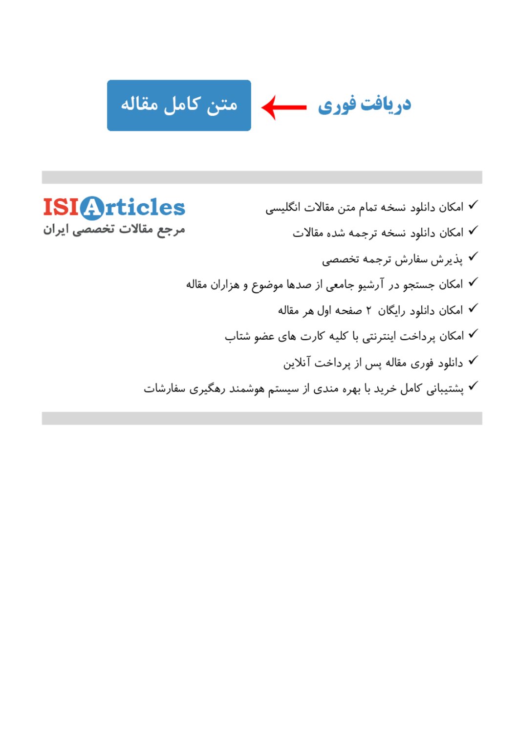دریافت فوری ← متن کامل مقاله

**ISIArticles**
مرجع مقالات تخصصی ایران

- ✓ امکان دانلود نسخه تمام متن مقالات انگلیسی
- ✓ امکان دانلود نسخه ترجمه شده مقالات
- ✓ پذیرش سفارش ترجمه تخصصی
- ✓ امکان جستجو در آرشیو جامعی از صدها موضوع و هزاران مقاله
- ✓ امکان دانلود رایگان ۲ صفحه اول هر مقاله
- ✓ امکان پرداخت اینترنتی با کلیه کارت های عضو شتاب
- ✓ دانلود فوری مقاله پس از پرداخت آنلاین
- ✓ پشتیبانی کامل خرید با بهره مندی از سیستم هوشمند رهگیری سفارشات